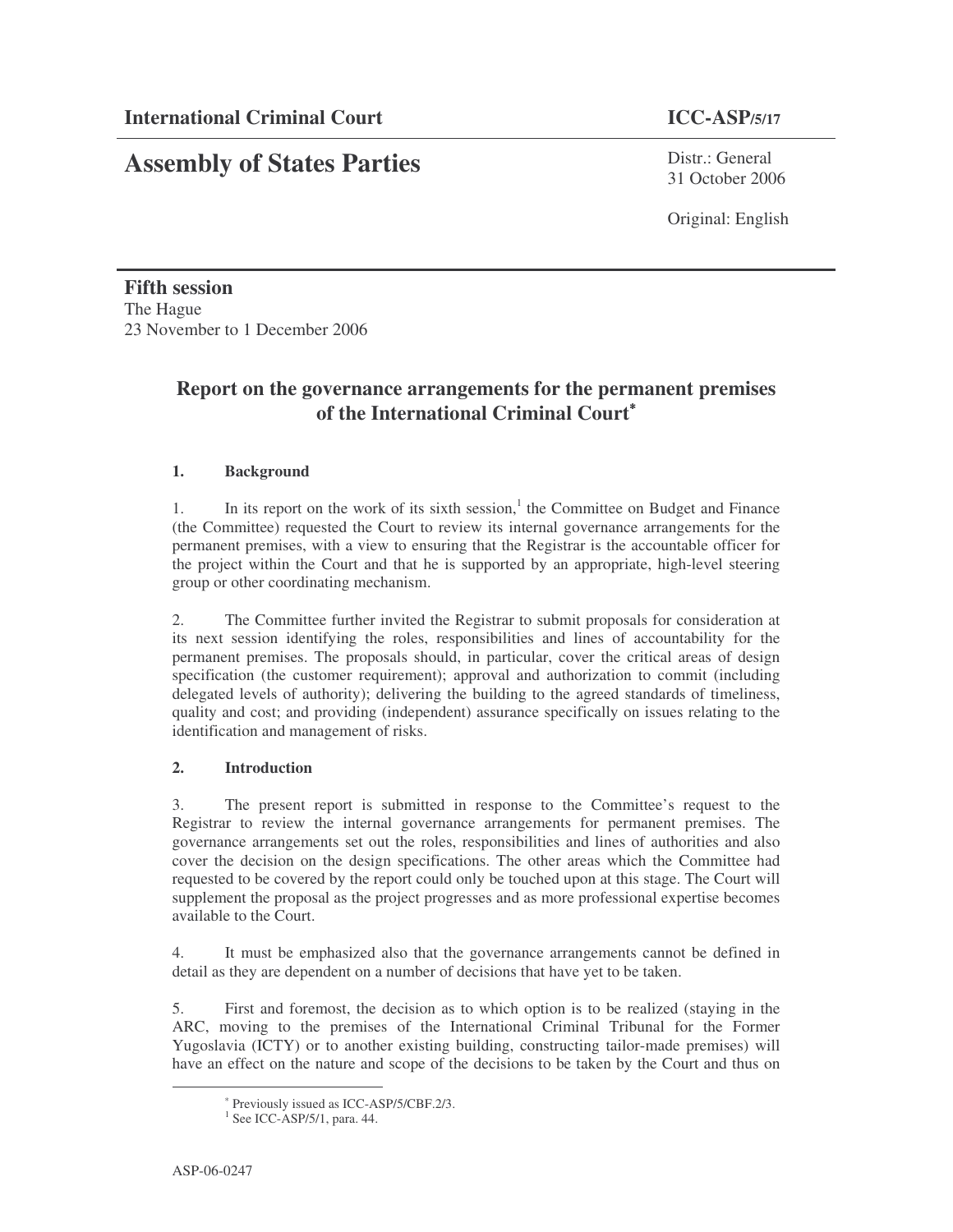**International Criminal Court** **ICC-ASP/5/17**

# Assembly of States Parties

Distr.: General
31 October 2006

Original: English

**Fifth session**
The Hague
23 November to 1 December 2006

## Report on the governance arrangements for the permanent premises of the International Criminal Court*

### 1. Background

1. In its report on the work of its sixth session,[1] the Committee on Budget and Finance (the Committee) requested the Court to review its internal governance arrangements for the permanent premises, with a view to ensuring that the Registrar is the accountable officer for the project within the Court and that he is supported by an appropriate, high-level steering group or other coordinating mechanism.

2. The Committee further invited the Registrar to submit proposals for consideration at its next session identifying the roles, responsibilities and lines of accountability for the permanent premises. The proposals should, in particular, cover the critical areas of design specification (the customer requirement); approval and authorization to commit (including delegated levels of authority); delivering the building to the agreed standards of timeliness, quality and cost; and providing (independent) assurance specifically on issues relating to the identification and management of risks.

### 2. Introduction

3. The present report is submitted in response to the Committee's request to the Registrar to review the internal governance arrangements for permanent premises. The governance arrangements set out the roles, responsibilities and lines of authorities and also cover the decision on the design specifications. The other areas which the Committee had requested to be covered by the report could only be touched upon at this stage. The Court will supplement the proposal as the project progresses and as more professional expertise becomes available to the Court.

4. It must be emphasized also that the governance arrangements cannot be defined in detail as they are dependent on a number of decisions that have yet to be taken.

5. First and foremost, the decision as to which option is to be realized (staying in the ARC, moving to the premises of the International Criminal Tribunal for the Former Yugoslavia (ICTY) or to another existing building, constructing tailor-made premises) will have an effect on the nature and scope of the decisions to be taken by the Court and thus on

---

\* Previously issued as ICC-ASP/5/CBF.2/3.

[1] See ICC-ASP/5/1, para. 44.

ASP-06-0247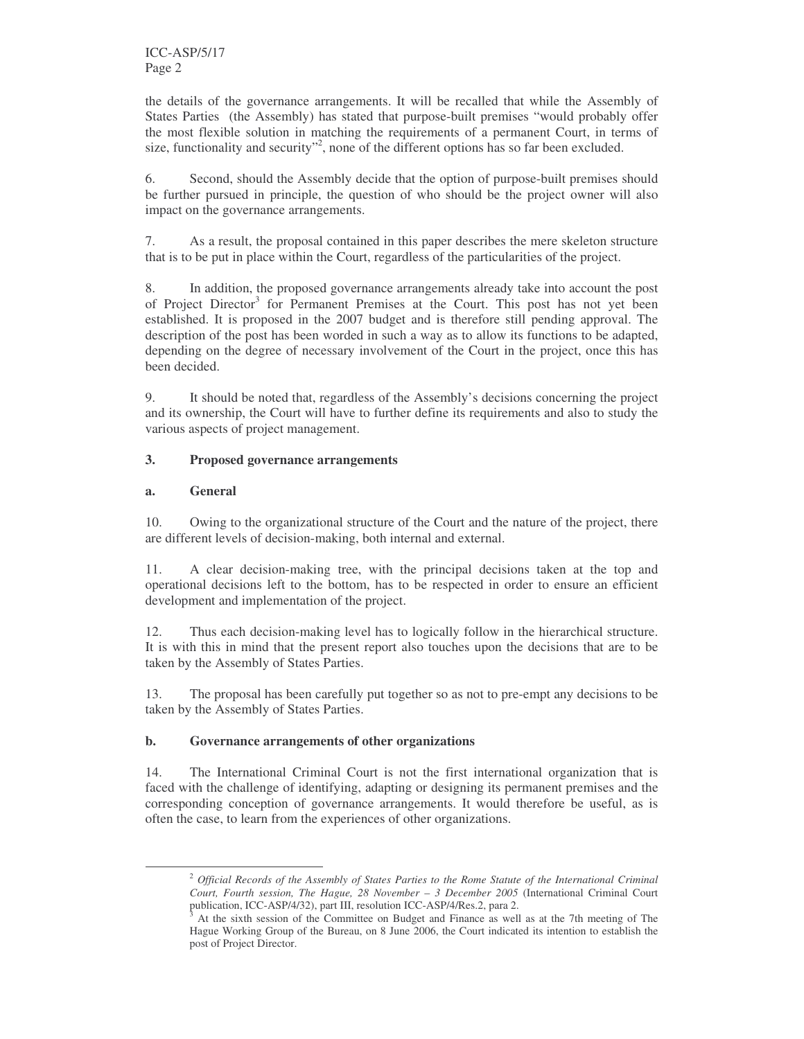the details of the governance arrangements. It will be recalled that while the Assembly of States Parties (the Assembly) has stated that purpose-built premises "would probably offer the most flexible solution in matching the requirements of a permanent Court, in terms of size, functionality and security"[2], none of the different options has so far been excluded.

6. Second, should the Assembly decide that the option of purpose-built premises should be further pursued in principle, the question of who should be the project owner will also impact on the governance arrangements.

7. As a result, the proposal contained in this paper describes the mere skeleton structure that is to be put in place within the Court, regardless of the particularities of the project.

8. In addition, the proposed governance arrangements already take into account the post of Project Director[3] for Permanent Premises at the Court. This post has not yet been established. It is proposed in the 2007 budget and is therefore still pending approval. The description of the post has been worded in such a way as to allow its functions to be adapted, depending on the degree of necessary involvement of the Court in the project, once this has been decided.

9. It should be noted that, regardless of the Assembly's decisions concerning the project and its ownership, the Court will have to further define its requirements and also to study the various aspects of project management.

## 3. Proposed governance arrangements

### a. General

10. Owing to the organizational structure of the Court and the nature of the project, there are different levels of decision-making, both internal and external.

11. A clear decision-making tree, with the principal decisions taken at the top and operational decisions left to the bottom, has to be respected in order to ensure an efficient development and implementation of the project.

12. Thus each decision-making level has to logically follow in the hierarchical structure. It is with this in mind that the present report also touches upon the decisions that are to be taken by the Assembly of States Parties.

13. The proposal has been carefully put together so as not to pre-empt any decisions to be taken by the Assembly of States Parties.

### b. Governance arrangements of other organizations

14. The International Criminal Court is not the first international organization that is faced with the challenge of identifying, adapting or designing its permanent premises and the corresponding conception of governance arrangements. It would therefore be useful, as is often the case, to learn from the experiences of other organizations.

---

[2] *Official Records of the Assembly of States Parties to the Rome Statute of the International Criminal Court, Fourth session, The Hague, 28 November – 3 December 2005* (International Criminal Court publication, ICC-ASP/4/32), part III, resolution ICC-ASP/4/Res.2, para 2.

[3] At the sixth session of the Committee on Budget and Finance as well as at the 7th meeting of The Hague Working Group of the Bureau, on 8 June 2006, the Court indicated its intention to establish the post of Project Director.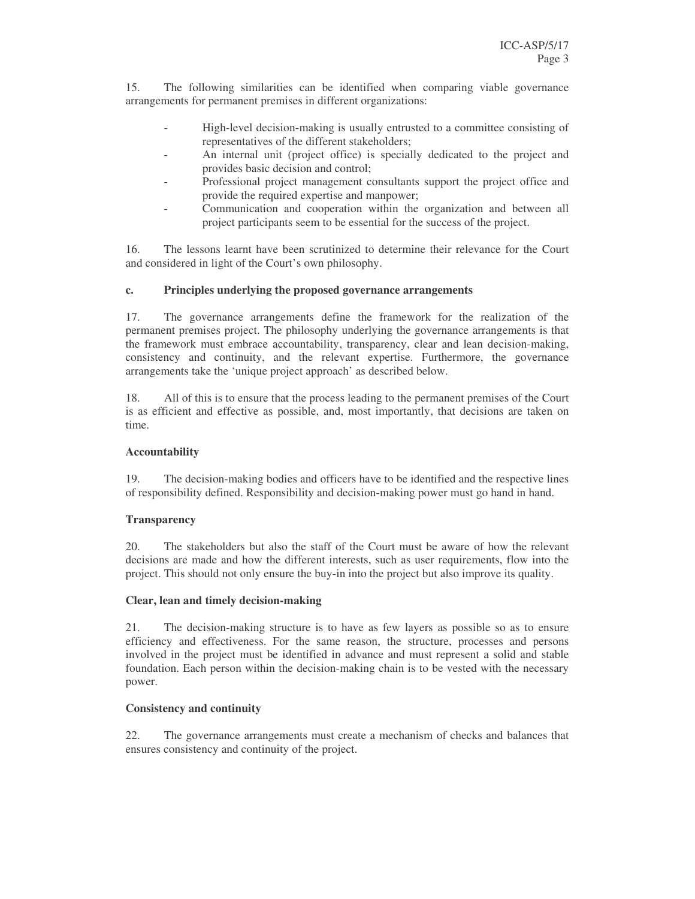15. The following similarities can be identified when comparing viable governance arrangements for permanent premises in different organizations:

- High-level decision-making is usually entrusted to a committee consisting of representatives of the different stakeholders;
- An internal unit (project office) is specially dedicated to the project and provides basic decision and control;
- Professional project management consultants support the project office and provide the required expertise and manpower;
- Communication and cooperation within the organization and between all project participants seem to be essential for the success of the project.

16. The lessons learnt have been scrutinized to determine their relevance for the Court and considered in light of the Court's own philosophy.

### c. Principles underlying the proposed governance arrangements

17. The governance arrangements define the framework for the realization of the permanent premises project. The philosophy underlying the governance arrangements is that the framework must embrace accountability, transparency, clear and lean decision-making, consistency and continuity, and the relevant expertise. Furthermore, the governance arrangements take the 'unique project approach' as described below.

18. All of this is to ensure that the process leading to the permanent premises of the Court is as efficient and effective as possible, and, most importantly, that decisions are taken on time.

#### Accountability

19. The decision-making bodies and officers have to be identified and the respective lines of responsibility defined. Responsibility and decision-making power must go hand in hand.

#### Transparency

20. The stakeholders but also the staff of the Court must be aware of how the relevant decisions are made and how the different interests, such as user requirements, flow into the project. This should not only ensure the buy-in into the project but also improve its quality.

#### Clear, lean and timely decision-making

21. The decision-making structure is to have as few layers as possible so as to ensure efficiency and effectiveness. For the same reason, the structure, processes and persons involved in the project must be identified in advance and must represent a solid and stable foundation. Each person within the decision-making chain is to be vested with the necessary power.

#### Consistency and continuity

22. The governance arrangements must create a mechanism of checks and balances that ensures consistency and continuity of the project.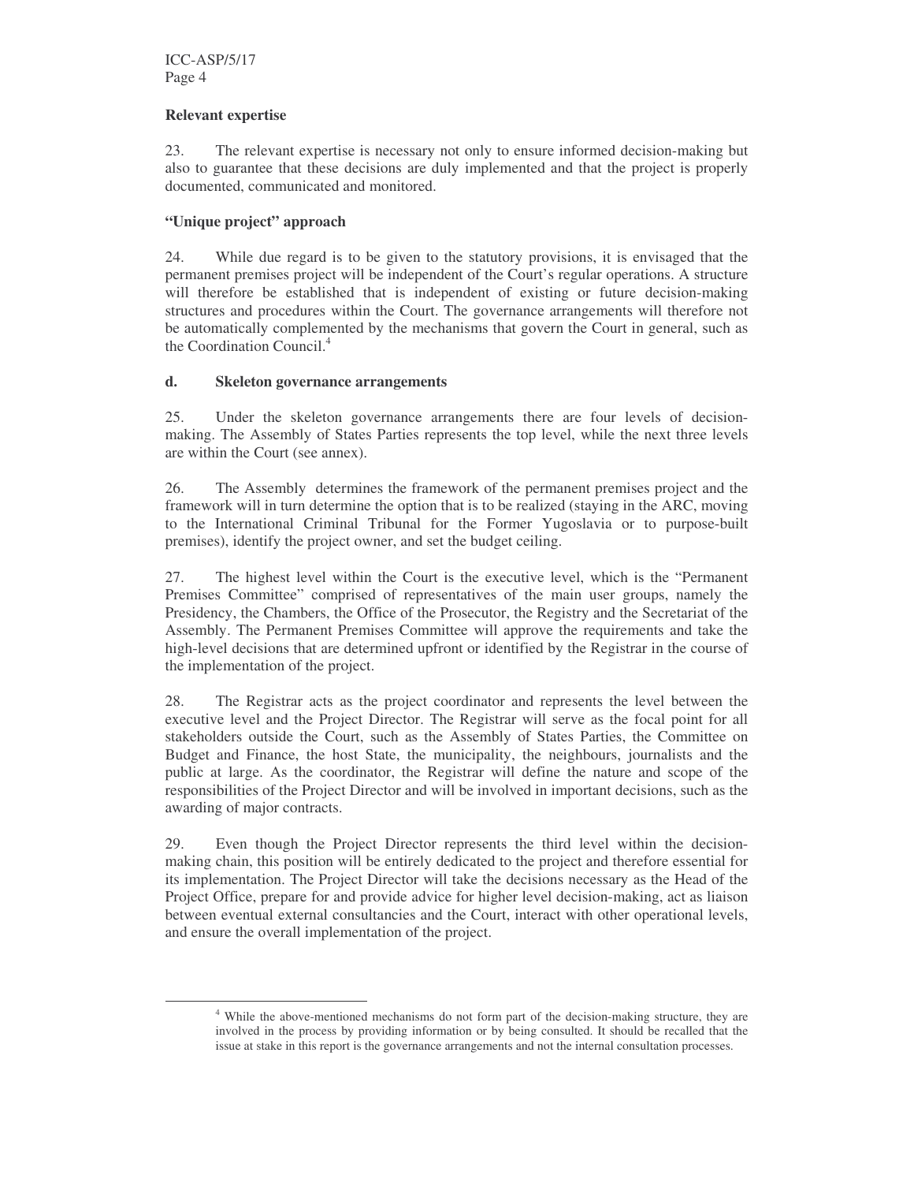**Relevant expertise**

23. The relevant expertise is necessary not only to ensure informed decision-making but also to guarantee that these decisions are duly implemented and that the project is properly documented, communicated and monitored.

**"Unique project" approach**

24. While due regard is to be given to the statutory provisions, it is envisaged that the permanent premises project will be independent of the Court's regular operations. A structure will therefore be established that is independent of existing or future decision-making structures and procedures within the Court. The governance arrangements will therefore not be automatically complemented by the mechanisms that govern the Court in general, such as the Coordination Council.[4]

**d. Skeleton governance arrangements**

25. Under the skeleton governance arrangements there are four levels of decision-making. The Assembly of States Parties represents the top level, while the next three levels are within the Court (see annex).

26. The Assembly determines the framework of the permanent premises project and the framework will in turn determine the option that is to be realized (staying in the ARC, moving to the International Criminal Tribunal for the Former Yugoslavia or to purpose-built premises), identify the project owner, and set the budget ceiling.

27. The highest level within the Court is the executive level, which is the "Permanent Premises Committee" comprised of representatives of the main user groups, namely the Presidency, the Chambers, the Office of the Prosecutor, the Registry and the Secretariat of the Assembly. The Permanent Premises Committee will approve the requirements and take the high-level decisions that are determined upfront or identified by the Registrar in the course of the implementation of the project.

28. The Registrar acts as the project coordinator and represents the level between the executive level and the Project Director. The Registrar will serve as the focal point for all stakeholders outside the Court, such as the Assembly of States Parties, the Committee on Budget and Finance, the host State, the municipality, the neighbours, journalists and the public at large. As the coordinator, the Registrar will define the nature and scope of the responsibilities of the Project Director and will be involved in important decisions, such as the awarding of major contracts.

29. Even though the Project Director represents the third level within the decision-making chain, this position will be entirely dedicated to the project and therefore essential for its implementation. The Project Director will take the decisions necessary as the Head of the Project Office, prepare for and provide advice for higher level decision-making, act as liaison between eventual external consultancies and the Court, interact with other operational levels, and ensure the overall implementation of the project.

---

[4] While the above-mentioned mechanisms do not form part of the decision-making structure, they are involved in the process by providing information or by being consulted. It should be recalled that the issue at stake in this report is the governance arrangements and not the internal consultation processes.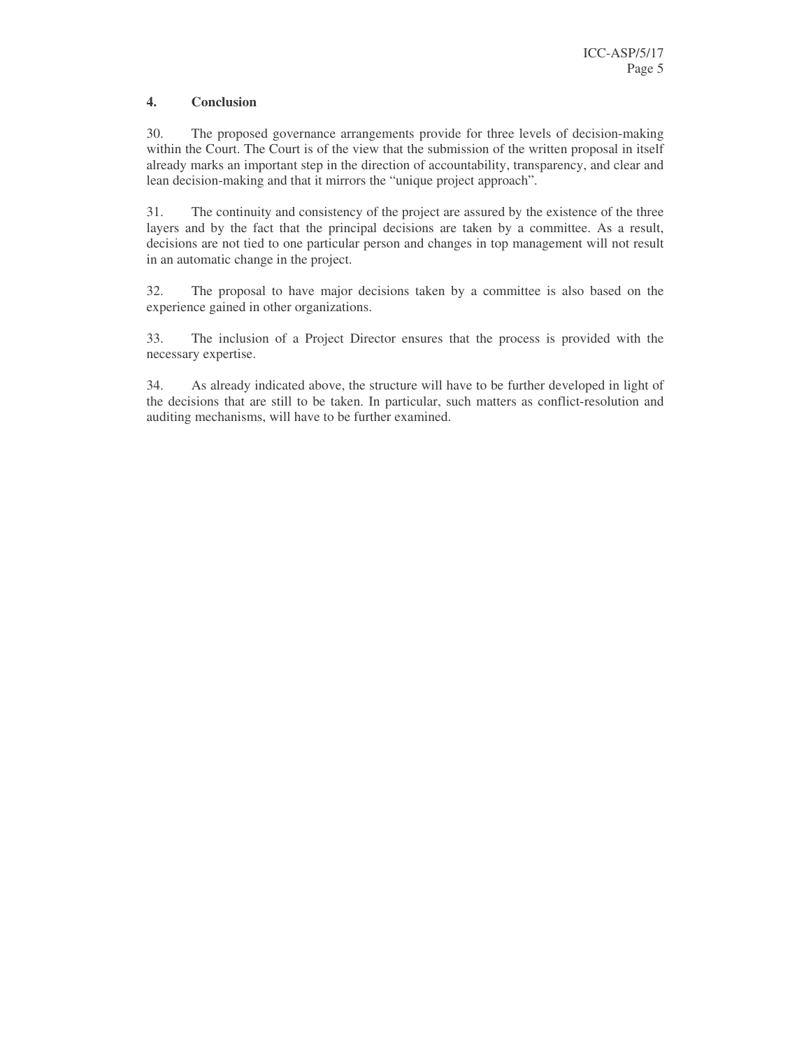## 4. Conclusion

30. The proposed governance arrangements provide for three levels of decision-making within the Court. The Court is of the view that the submission of the written proposal in itself already marks an important step in the direction of accountability, transparency, and clear and lean decision-making and that it mirrors the "unique project approach".

31. The continuity and consistency of the project are assured by the existence of the three layers and by the fact that the principal decisions are taken by a committee. As a result, decisions are not tied to one particular person and changes in top management will not result in an automatic change in the project.

32. The proposal to have major decisions taken by a committee is also based on the experience gained in other organizations.

33. The inclusion of a Project Director ensures that the process is provided with the necessary expertise.

34. As already indicated above, the structure will have to be further developed in light of the decisions that are still to be taken. In particular, such matters as conflict-resolution and auditing mechanisms, will have to be further examined.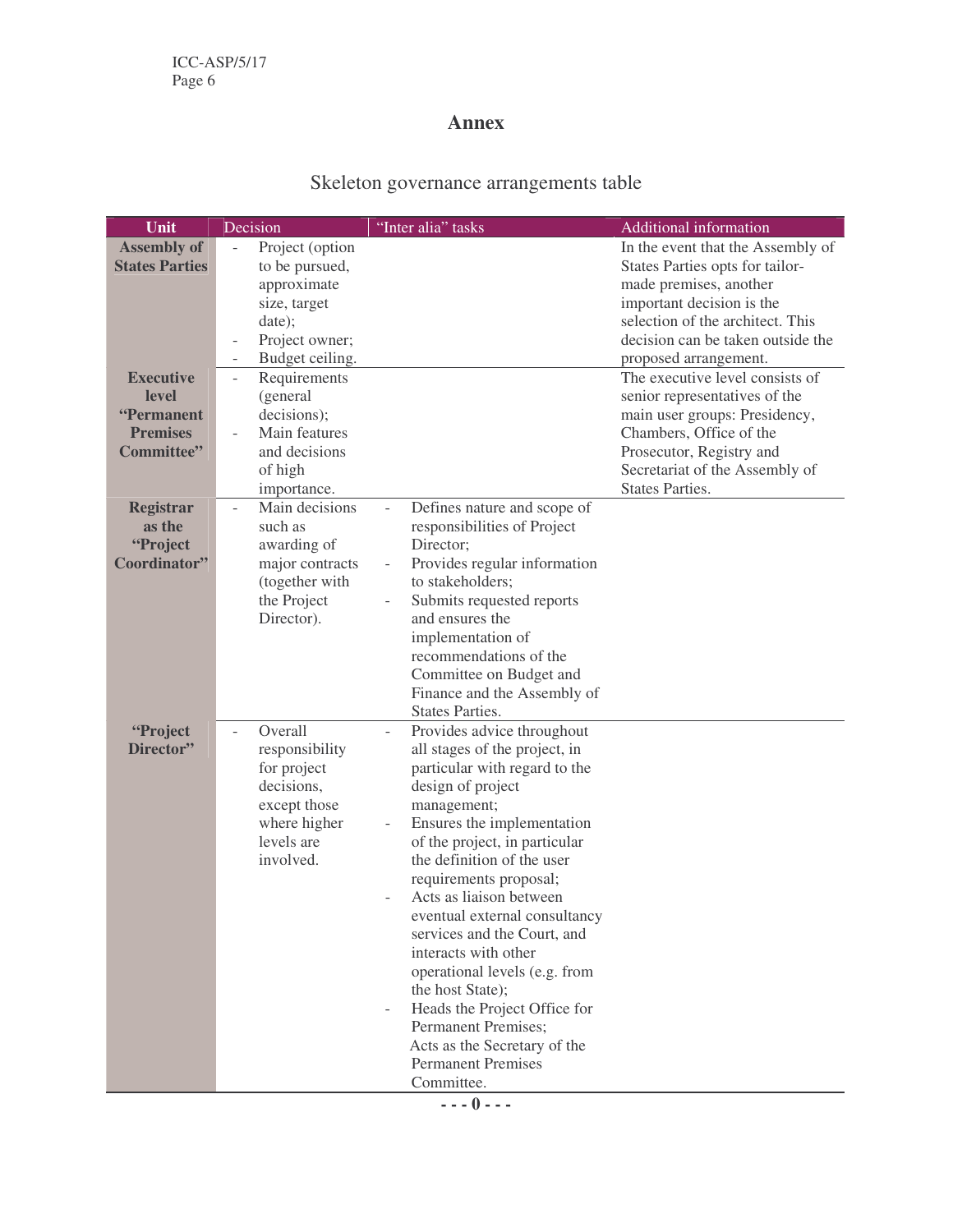# Annex

## Skeleton governance arrangements table

| Unit | Decision | "Inter alia" tasks | Additional information |
|---|---|---|---|
| **Assembly of States Parties** | - Project (option to be pursued, approximate size, target date);<br>- Project owner;<br>- Budget ceiling. | | In the event that the Assembly of States Parties opts for tailor-made premises, another important decision is the selection of the architect. This decision can be taken outside the proposed arrangement. |
| **Executive level "Permanent Premises Committee"** | - Requirements (general decisions);<br>- Main features and decisions of high importance. | | The executive level consists of senior representatives of the main user groups: Presidency, Chambers, Office of the Prosecutor, Registry and Secretariat of the Assembly of States Parties. |
| **Registrar as the "Project Coordinator"** | - Main decisions such as awarding of major contracts (together with the Project Director). | - Defines nature and scope of responsibilities of Project Director;<br>- Provides regular information to stakeholders;<br>- Submits requested reports and ensures the implementation of recommendations of the Committee on Budget and Finance and the Assembly of States Parties. | |
| **"Project Director"** | - Overall responsibility for project decisions, except those where higher levels are involved. | - Provides advice throughout all stages of the project, in particular with regard to the design of project management;<br>- Ensures the implementation of the project, in particular the definition of the user requirements proposal;<br>- Acts as liaison between eventual external consultancy services and the Court, and interacts with other operational levels (e.g. from the host State);<br>- Heads the Project Office for Permanent Premises;<br>Acts as the Secretary of the Permanent Premises Committee. | |

**- - - 0 - - -**